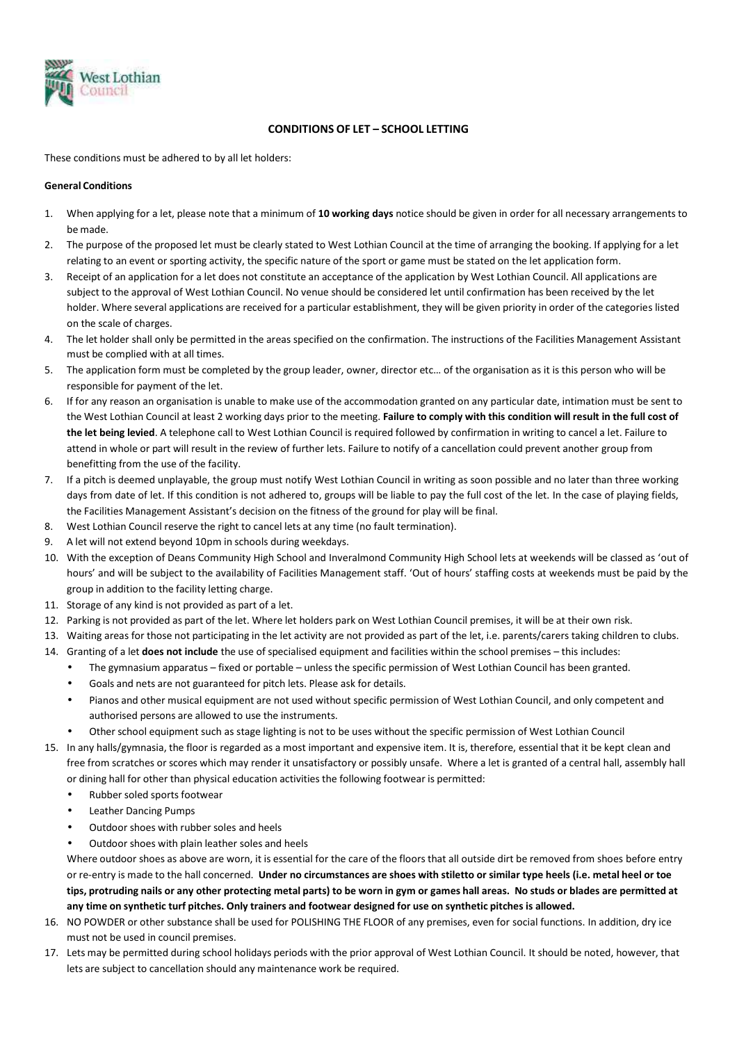# CONDITIONS OF LET – SCHOOL LETTING

These conditions must be adhered to by all let holders:

**General Conditions**

1. When applying for a let, please note that a minimum of **10 working days** notice should be given in order for all necessary arrangements to be made.
2. The purpose of the proposed let must be clearly stated to West Lothian Council at the time of arranging the booking. If applying for a let relating to an event or sporting activity, the specific nature of the sport or game must be stated on the let application form.
3. Receipt of an application for a let does not constitute an acceptance of the application by West Lothian Council. All applications are subject to the approval of West Lothian Council. No venue should be considered let until confirmation has been received by the let holder. Where several applications are received for a particular establishment, they will be given priority in order of the categories listed on the scale of charges.
4. The let holder shall only be permitted in the areas specified on the confirmation. The instructions of the Facilities Management Assistant must be complied with at all times.
5. The application form must be completed by the group leader, owner, director etc… of the organisation as it is this person who will be responsible for payment of the let.
6. If for any reason an organisation is unable to make use of the accommodation granted on any particular date, intimation must be sent to the West Lothian Council at least 2 working days prior to the meeting. **Failure to comply with this condition will result in the full cost of the let being levied**. A telephone call to West Lothian Council is required followed by confirmation in writing to cancel a let. Failure to attend in whole or part will result in the review of further lets. Failure to notify of a cancellation could prevent another group from benefitting from the use of the facility.
7. If a pitch is deemed unplayable, the group must notify West Lothian Council in writing as soon possible and no later than three working days from date of let. If this condition is not adhered to, groups will be liable to pay the full cost of the let. In the case of playing fields, the Facilities Management Assistant's decision on the fitness of the ground for play will be final.
8. West Lothian Council reserve the right to cancel lets at any time (no fault termination).
9. A let will not extend beyond 10pm in schools during weekdays.
10. With the exception of Deans Community High School and Inveralmond Community High School lets at weekends will be classed as 'out of hours' and will be subject to the availability of Facilities Management staff. 'Out of hours' staffing costs at weekends must be paid by the group in addition to the facility letting charge.
11. Storage of any kind is not provided as part of a let.
12. Parking is not provided as part of the let. Where let holders park on West Lothian Council premises, it will be at their own risk.
13. Waiting areas for those not participating in the let activity are not provided as part of the let, i.e. parents/carers taking children to clubs.
14. Granting of a let **does not include** the use of specialised equipment and facilities within the school premises – this includes:
    - The gymnasium apparatus – fixed or portable – unless the specific permission of West Lothian Council has been granted.
    - Goals and nets are not guaranteed for pitch lets. Please ask for details.
    - Pianos and other musical equipment are not used without specific permission of West Lothian Council, and only competent and authorised persons are allowed to use the instruments.
    - Other school equipment such as stage lighting is not to be uses without the specific permission of West Lothian Council
15. In any halls/gymnasia, the floor is regarded as a most important and expensive item. It is, therefore, essential that it be kept clean and free from scratches or scores which may render it unsatisfactory or possibly unsafe. Where a let is granted of a central hall, assembly hall or dining hall for other than physical education activities the following footwear is permitted:
    - Rubber soled sports footwear
    - Leather Dancing Pumps
    - Outdoor shoes with rubber soles and heels
    - Outdoor shoes with plain leather soles and heels

    Where outdoor shoes as above are worn, it is essential for the care of the floors that all outside dirt be removed from shoes before entry or re-entry is made to the hall concerned. **Under no circumstances are shoes with stiletto or similar type heels (i.e. metal heel or toe tips, protruding nails or any other protecting metal parts) to be worn in gym or games hall areas. No studs or blades are permitted at any time on synthetic turf pitches. Only trainers and footwear designed for use on synthetic pitches is allowed.**
16. NO POWDER or other substance shall be used for POLISHING THE FLOOR of any premises, even for social functions. In addition, dry ice must not be used in council premises.
17. Lets may be permitted during school holidays periods with the prior approval of West Lothian Council. It should be noted, however, that lets are subject to cancellation should any maintenance work be required.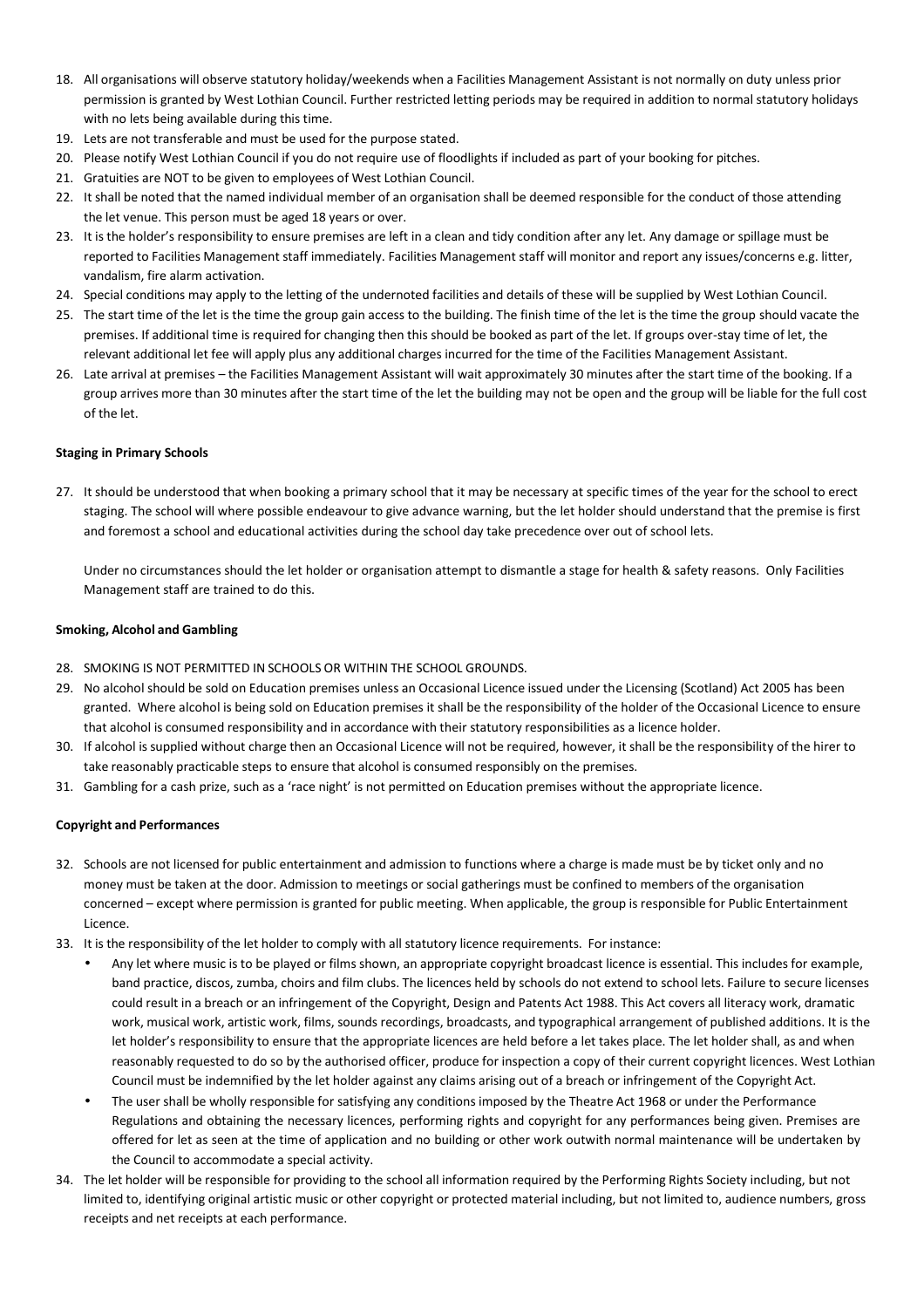18. All organisations will observe statutory holiday/weekends when a Facilities Management Assistant is not normally on duty unless prior permission is granted by West Lothian Council. Further restricted letting periods may be required in addition to normal statutory holidays with no lets being available during this time.
19. Lets are not transferable and must be used for the purpose stated.
20. Please notify West Lothian Council if you do not require use of floodlights if included as part of your booking for pitches.
21. Gratuities are NOT to be given to employees of West Lothian Council.
22. It shall be noted that the named individual member of an organisation shall be deemed responsible for the conduct of those attending the let venue. This person must be aged 18 years or over.
23. It is the holder's responsibility to ensure premises are left in a clean and tidy condition after any let. Any damage or spillage must be reported to Facilities Management staff immediately. Facilities Management staff will monitor and report any issues/concerns e.g. litter, vandalism, fire alarm activation.
24. Special conditions may apply to the letting of the undernoted facilities and details of these will be supplied by West Lothian Council.
25. The start time of the let is the time the group gain access to the building. The finish time of the let is the time the group should vacate the premises. If additional time is required for changing then this should be booked as part of the let. If groups over-stay time of let, the relevant additional let fee will apply plus any additional charges incurred for the time of the Facilities Management Assistant.
26. Late arrival at premises – the Facilities Management Assistant will wait approximately 30 minutes after the start time of the booking. If a group arrives more than 30 minutes after the start time of the let the building may not be open and the group will be liable for the full cost of the let.

**Staging in Primary Schools**

27. It should be understood that when booking a primary school that it may be necessary at specific times of the year for the school to erect staging. The school will where possible endeavour to give advance warning, but the let holder should understand that the premise is first and foremost a school and educational activities during the school day take precedence over out of school lets.

    Under no circumstances should the let holder or organisation attempt to dismantle a stage for health & safety reasons. Only Facilities Management staff are trained to do this.

**Smoking, Alcohol and Gambling**

28. SMOKING IS NOT PERMITTED IN SCHOOLS OR WITHIN THE SCHOOL GROUNDS.
29. No alcohol should be sold on Education premises unless an Occasional Licence issued under the Licensing (Scotland) Act 2005 has been granted. Where alcohol is being sold on Education premises it shall be the responsibility of the holder of the Occasional Licence to ensure that alcohol is consumed responsibility and in accordance with their statutory responsibilities as a licence holder.
30. If alcohol is supplied without charge then an Occasional Licence will not be required, however, it shall be the responsibility of the hirer to take reasonably practicable steps to ensure that alcohol is consumed responsibly on the premises.
31. Gambling for a cash prize, such as a 'race night' is not permitted on Education premises without the appropriate licence.

**Copyright and Performances**

32. Schools are not licensed for public entertainment and admission to functions where a charge is made must be by ticket only and no money must be taken at the door. Admission to meetings or social gatherings must be confined to members of the organisation concerned – except where permission is granted for public meeting. When applicable, the group is responsible for Public Entertainment Licence.
33. It is the responsibility of the let holder to comply with all statutory licence requirements. For instance:
    - Any let where music is to be played or films shown, an appropriate copyright broadcast licence is essential. This includes for example, band practice, discos, zumba, choirs and film clubs. The licences held by schools do not extend to school lets. Failure to secure licenses could result in a breach or an infringement of the Copyright, Design and Patents Act 1988. This Act covers all literacy work, dramatic work, musical work, artistic work, films, sounds recordings, broadcasts, and typographical arrangement of published additions. It is the let holder's responsibility to ensure that the appropriate licences are held before a let takes place. The let holder shall, as and when reasonably requested to do so by the authorised officer, produce for inspection a copy of their current copyright licences. West Lothian Council must be indemnified by the let holder against any claims arising out of a breach or infringement of the Copyright Act.
    - The user shall be wholly responsible for satisfying any conditions imposed by the Theatre Act 1968 or under the Performance Regulations and obtaining the necessary licences, performing rights and copyright for any performances being given. Premises are offered for let as seen at the time of application and no building or other work outwith normal maintenance will be undertaken by the Council to accommodate a special activity.
34. The let holder will be responsible for providing to the school all information required by the Performing Rights Society including, but not limited to, identifying original artistic music or other copyright or protected material including, but not limited to, audience numbers, gross receipts and net receipts at each performance.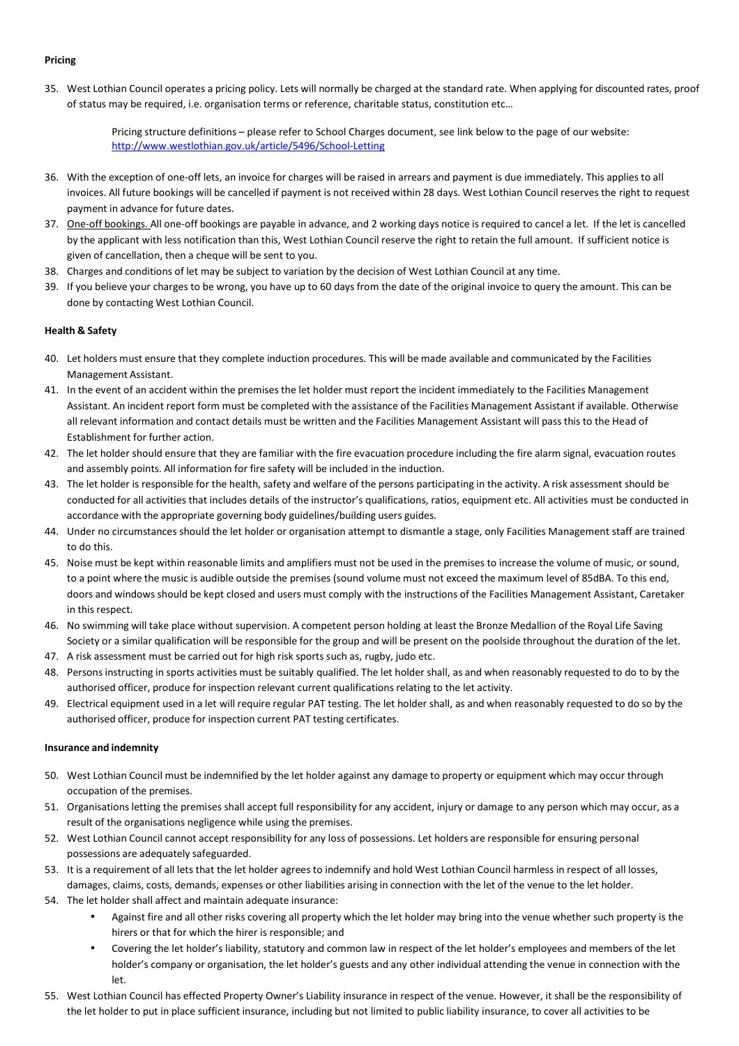**Pricing**

35. West Lothian Council operates a pricing policy. Lets will normally be charged at the standard rate. When applying for discounted rates, proof of status may be required, i.e. organisation terms or reference, charitable status, constitution etc…

    Pricing structure definitions – please refer to School Charges document, see link below to the page of our website: [http://www.westlothian.gov.uk/article/5496/School-Letting](http://www.westlothian.gov.uk/article/5496/School-Letting)

36. With the exception of one-off lets, an invoice for charges will be raised in arrears and payment is due immediately. This applies to all invoices. All future bookings will be cancelled if payment is not received within 28 days. West Lothian Council reserves the right to request payment in advance for future dates.
37. One-off bookings. All one-off bookings are payable in advance, and 2 working days notice is required to cancel a let. If the let is cancelled by the applicant with less notification than this, West Lothian Council reserve the right to retain the full amount. If sufficient notice is given of cancellation, then a cheque will be sent to you.
38. Charges and conditions of let may be subject to variation by the decision of West Lothian Council at any time.
39. If you believe your charges to be wrong, you have up to 60 days from the date of the original invoice to query the amount. This can be done by contacting West Lothian Council.

**Health & Safety**

40. Let holders must ensure that they complete induction procedures. This will be made available and communicated by the Facilities Management Assistant.
41. In the event of an accident within the premises the let holder must report the incident immediately to the Facilities Management Assistant. An incident report form must be completed with the assistance of the Facilities Management Assistant if available. Otherwise all relevant information and contact details must be written and the Facilities Management Assistant will pass this to the Head of Establishment for further action.
42. The let holder should ensure that they are familiar with the fire evacuation procedure including the fire alarm signal, evacuation routes and assembly points. All information for fire safety will be included in the induction.
43. The let holder is responsible for the health, safety and welfare of the persons participating in the activity. A risk assessment should be conducted for all activities that includes details of the instructor's qualifications, ratios, equipment etc. All activities must be conducted in accordance with the appropriate governing body guidelines/building users guides.
44. Under no circumstances should the let holder or organisation attempt to dismantle a stage, only Facilities Management staff are trained to do this.
45. Noise must be kept within reasonable limits and amplifiers must not be used in the premises to increase the volume of music, or sound, to a point where the music is audible outside the premises (sound volume must not exceed the maximum level of 85dBA. To this end, doors and windows should be kept closed and users must comply with the instructions of the Facilities Management Assistant, Caretaker in this respect.
46. No swimming will take place without supervision. A competent person holding at least the Bronze Medallion of the Royal Life Saving Society or a similar qualification will be responsible for the group and will be present on the poolside throughout the duration of the let.
47. A risk assessment must be carried out for high risk sports such as, rugby, judo etc.
48. Persons instructing in sports activities must be suitably qualified. The let holder shall, as and when reasonably requested to do to by the authorised officer, produce for inspection relevant current qualifications relating to the let activity.
49. Electrical equipment used in a let will require regular PAT testing. The let holder shall, as and when reasonably requested to do so by the authorised officer, produce for inspection current PAT testing certificates.

**Insurance and indemnity**

50. West Lothian Council must be indemnified by the let holder against any damage to property or equipment which may occur through occupation of the premises.
51. Organisations letting the premises shall accept full responsibility for any accident, injury or damage to any person which may occur, as a result of the organisations negligence while using the premises.
52. West Lothian Council cannot accept responsibility for any loss of possessions. Let holders are responsible for ensuring personal possessions are adequately safeguarded.
53. It is a requirement of all lets that the let holder agrees to indemnify and hold West Lothian Council harmless in respect of all losses, damages, claims, costs, demands, expenses or other liabilities arising in connection with the let of the venue to the let holder.
54. The let holder shall affect and maintain adequate insurance:
    - Against fire and all other risks covering all property which the let holder may bring into the venue whether such property is the hirers or that for which the hirer is responsible; and
    - Covering the let holder's liability, statutory and common law in respect of the let holder's employees and members of the let holder's company or organisation, the let holder's guests and any other individual attending the venue in connection with the let.
55. West Lothian Council has effected Property Owner's Liability insurance in respect of the venue. However, it shall be the responsibility of the let holder to put in place sufficient insurance, including but not limited to public liability insurance, to cover all activities to be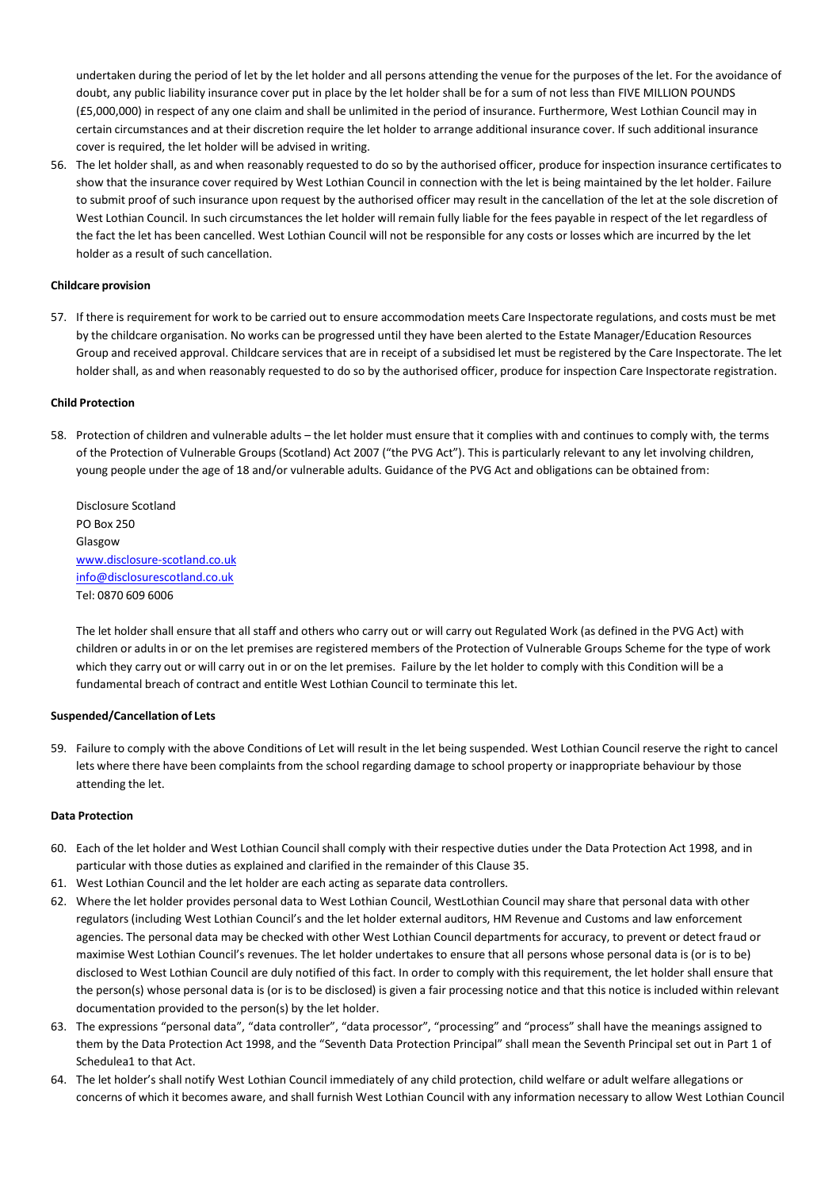undertaken during the period of let by the let holder and all persons attending the venue for the purposes of the let. For the avoidance of doubt, any public liability insurance cover put in place by the let holder shall be for a sum of not less than FIVE MILLION POUNDS (£5,000,000) in respect of any one claim and shall be unlimited in the period of insurance. Furthermore, West Lothian Council may in certain circumstances and at their discretion require the let holder to arrange additional insurance cover. If such additional insurance cover is required, the let holder will be advised in writing.

56. The let holder shall, as and when reasonably requested to do so by the authorised officer, produce for inspection insurance certificates to show that the insurance cover required by West Lothian Council in connection with the let is being maintained by the let holder. Failure to submit proof of such insurance upon request by the authorised officer may result in the cancellation of the let at the sole discretion of West Lothian Council. In such circumstances the let holder will remain fully liable for the fees payable in respect of the let regardless of the fact the let has been cancelled. West Lothian Council will not be responsible for any costs or losses which are incurred by the let holder as a result of such cancellation.

**Childcare provision**

57. If there is requirement for work to be carried out to ensure accommodation meets Care Inspectorate regulations, and costs must be met by the childcare organisation. No works can be progressed until they have been alerted to the Estate Manager/Education Resources Group and received approval. Childcare services that are in receipt of a subsidised let must be registered by the Care Inspectorate. The let holder shall, as and when reasonably requested to do so by the authorised officer, produce for inspection Care Inspectorate registration.

**Child Protection**

58. Protection of children and vulnerable adults – the let holder must ensure that it complies with and continues to comply with, the terms of the Protection of Vulnerable Groups (Scotland) Act 2007 ("the PVG Act"). This is particularly relevant to any let involving children, young people under the age of 18 and/or vulnerable adults. Guidance of the PVG Act and obligations can be obtained from:

    Disclosure Scotland
    PO Box 250
    Glasgow
    www.disclosure-scotland.co.uk
    info@disclosurescotland.co.uk
    Tel: 0870 609 6006

    The let holder shall ensure that all staff and others who carry out or will carry out Regulated Work (as defined in the PVG Act) with children or adults in or on the let premises are registered members of the Protection of Vulnerable Groups Scheme for the type of work which they carry out or will carry out in or on the let premises. Failure by the let holder to comply with this Condition will be a fundamental breach of contract and entitle West Lothian Council to terminate this let.

**Suspended/Cancellation of Lets**

59. Failure to comply with the above Conditions of Let will result in the let being suspended. West Lothian Council reserve the right to cancel lets where there have been complaints from the school regarding damage to school property or inappropriate behaviour by those attending the let.

**Data Protection**

60. Each of the let holder and West Lothian Council shall comply with their respective duties under the Data Protection Act 1998, and in particular with those duties as explained and clarified in the remainder of this Clause 35.
61. West Lothian Council and the let holder are each acting as separate data controllers.
62. Where the let holder provides personal data to West Lothian Council, WestLothian Council may share that personal data with other regulators (including West Lothian Council's and the let holder external auditors, HM Revenue and Customs and law enforcement agencies. The personal data may be checked with other West Lothian Council departments for accuracy, to prevent or detect fraud or maximise West Lothian Council's revenues. The let holder undertakes to ensure that all persons whose personal data is (or is to be) disclosed to West Lothian Council are duly notified of this fact. In order to comply with this requirement, the let holder shall ensure that the person(s) whose personal data is (or is to be disclosed) is given a fair processing notice and that this notice is included within relevant documentation provided to the person(s) by the let holder.
63. The expressions "personal data", "data controller", "data processor", "processing" and "process" shall have the meanings assigned to them by the Data Protection Act 1998, and the "Seventh Data Protection Principal" shall mean the Seventh Principal set out in Part 1 of Schedulea1 to that Act.
64. The let holder's shall notify West Lothian Council immediately of any child protection, child welfare or adult welfare allegations or concerns of which it becomes aware, and shall furnish West Lothian Council with any information necessary to allow West Lothian Council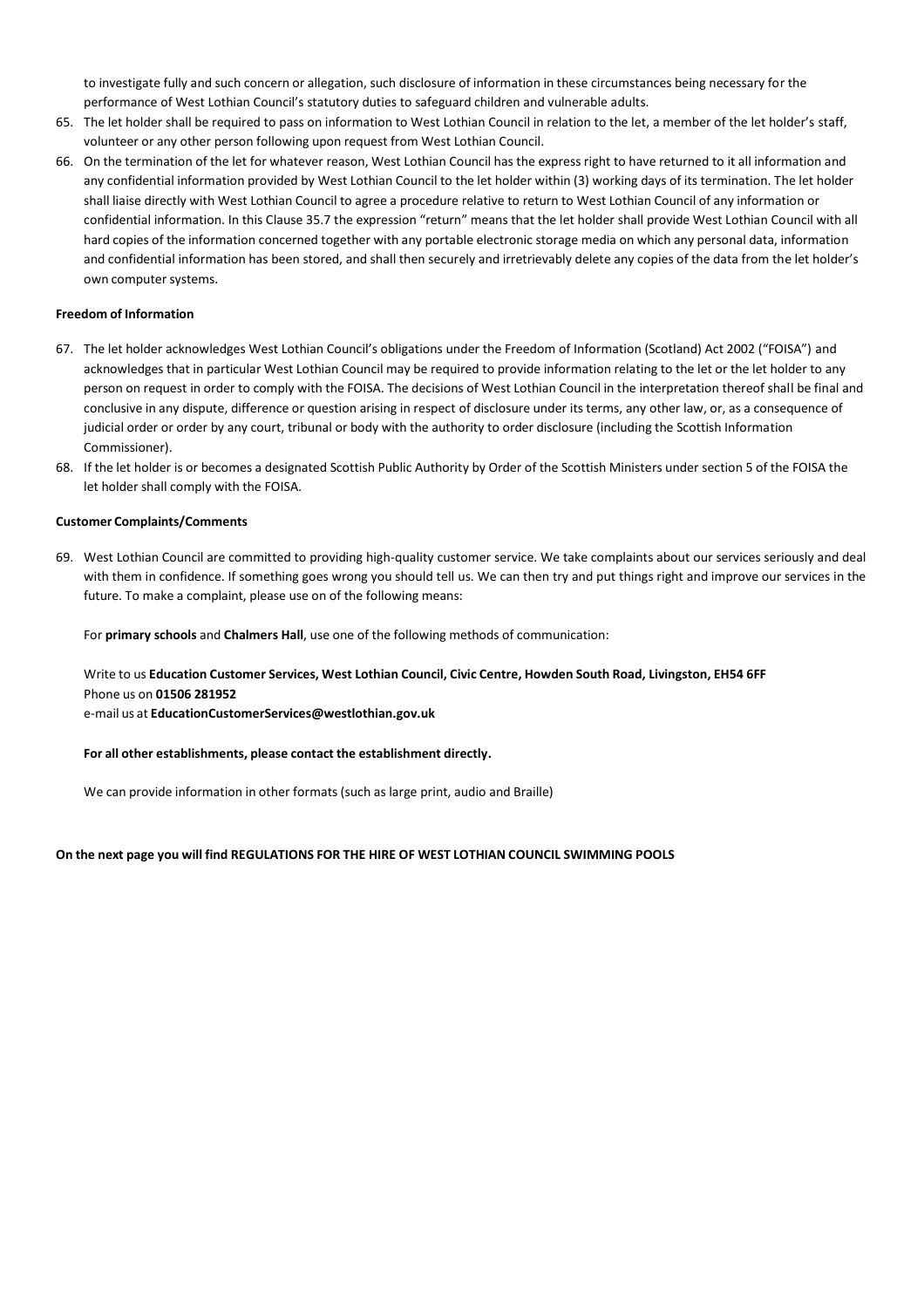to investigate fully and such concern or allegation, such disclosure of information in these circumstances being necessary for the performance of West Lothian Council's statutory duties to safeguard children and vulnerable adults.

65. The let holder shall be required to pass on information to West Lothian Council in relation to the let, a member of the let holder's staff, volunteer or any other person following upon request from West Lothian Council.
66. On the termination of the let for whatever reason, West Lothian Council has the express right to have returned to it all information and any confidential information provided by West Lothian Council to the let holder within (3) working days of its termination. The let holder shall liaise directly with West Lothian Council to agree a procedure relative to return to West Lothian Council of any information or confidential information. In this Clause 35.7 the expression "return" means that the let holder shall provide West Lothian Council with all hard copies of the information concerned together with any portable electronic storage media on which any personal data, information and confidential information has been stored, and shall then securely and irretrievably delete any copies of the data from the let holder's own computer systems.

**Freedom of Information**

67. The let holder acknowledges West Lothian Council's obligations under the Freedom of Information (Scotland) Act 2002 ("FOISA") and acknowledges that in particular West Lothian Council may be required to provide information relating to the let or the let holder to any person on request in order to comply with the FOISA. The decisions of West Lothian Council in the interpretation thereof shall be final and conclusive in any dispute, difference or question arising in respect of disclosure under its terms, any other law, or, as a consequence of judicial order or order by any court, tribunal or body with the authority to order disclosure (including the Scottish Information Commissioner).
68. If the let holder is or becomes a designated Scottish Public Authority by Order of the Scottish Ministers under section 5 of the FOISA the let holder shall comply with the FOISA.

**Customer Complaints/Comments**

69. West Lothian Council are committed to providing high-quality customer service. We take complaints about our services seriously and deal with them in confidence. If something goes wrong you should tell us. We can then try and put things right and improve our services in the future. To make a complaint, please use on of the following means:

    For **primary schools** and **Chalmers Hall**, use one of the following methods of communication:

    Write to us **Education Customer Services, West Lothian Council, Civic Centre, Howden South Road, Livingston, EH54 6FF**
    Phone us on **01506 281952**
    e-mail us at **EducationCustomerServices@westlothian.gov.uk**

    **For all other establishments, please contact the establishment directly.**

    We can provide information in other formats (such as large print, audio and Braille)

**On the next page you will find REGULATIONS FOR THE HIRE OF WEST LOTHIAN COUNCIL SWIMMING POOLS**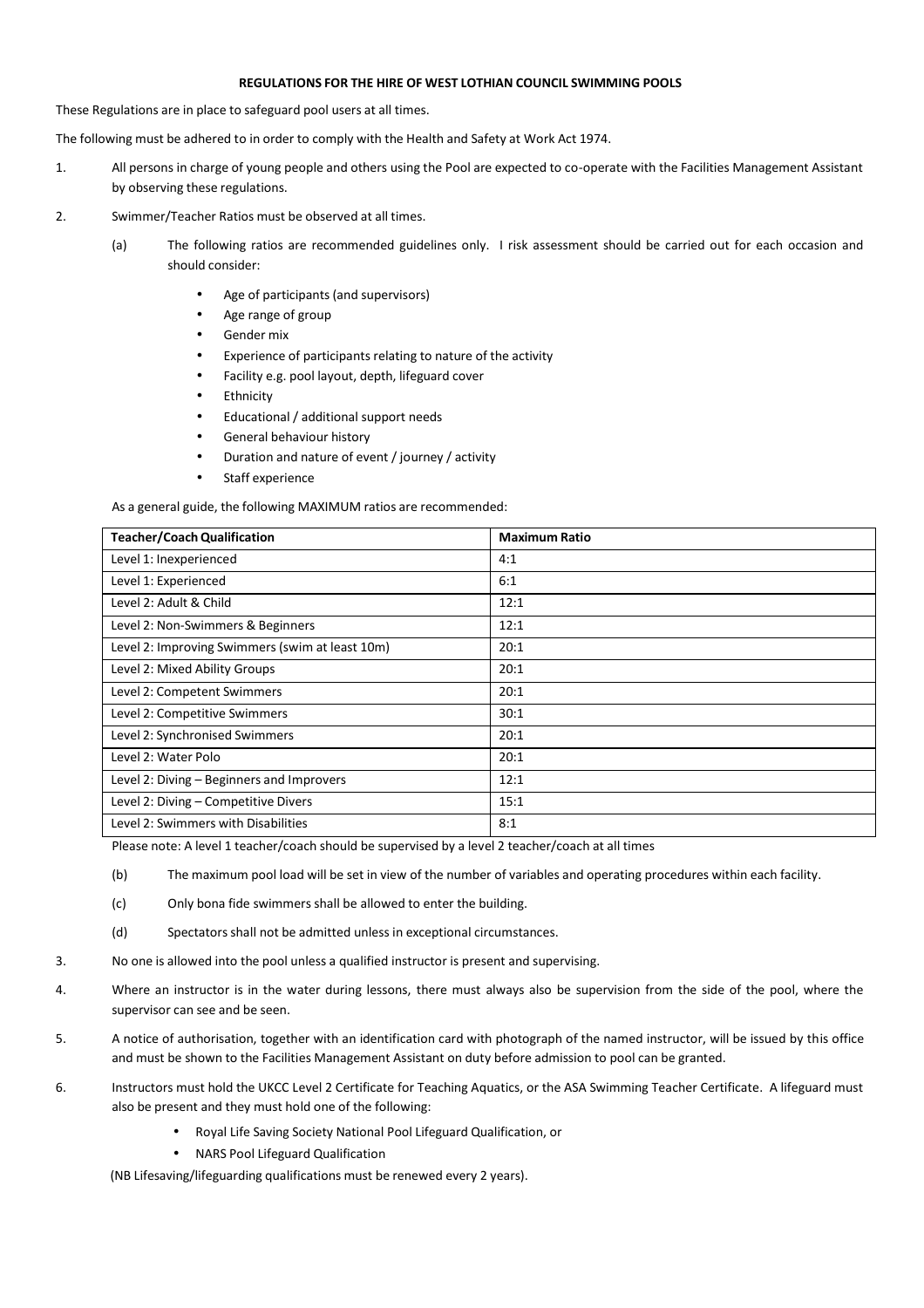**REGULATIONS FOR THE HIRE OF WEST LOTHIAN COUNCIL SWIMMING POOLS**

These Regulations are in place to safeguard pool users at all times.

The following must be adhered to in order to comply with the Health and Safety at Work Act 1974.

1. All persons in charge of young people and others using the Pool are expected to co-operate with the Facilities Management Assistant by observing these regulations.

2. Swimmer/Teacher Ratios must be observed at all times.

   (a) The following ratios are recommended guidelines only. I risk assessment should be carried out for each occasion and should consider:

   - Age of participants (and supervisors)
   - Age range of group
   - Gender mix
   - Experience of participants relating to nature of the activity
   - Facility e.g. pool layout, depth, lifeguard cover
   - Ethnicity
   - Educational / additional support needs
   - General behaviour history
   - Duration and nature of event / journey / activity
   - Staff experience

   As a general guide, the following MAXIMUM ratios are recommended:

| Teacher/Coach Qualification | Maximum Ratio |
|---|---|
| Level 1: Inexperienced | 4:1 |
| Level 1: Experienced | 6:1 |
| Level 2: Adult & Child | 12:1 |
| Level 2: Non-Swimmers & Beginners | 12:1 |
| Level 2: Improving Swimmers (swim at least 10m) | 20:1 |
| Level 2: Mixed Ability Groups | 20:1 |
| Level 2: Competent Swimmers | 20:1 |
| Level 2: Competitive Swimmers | 30:1 |
| Level 2: Synchronised Swimmers | 20:1 |
| Level 2: Water Polo | 20:1 |
| Level 2: Diving – Beginners and Improvers | 12:1 |
| Level 2: Diving – Competitive Divers | 15:1 |
| Level 2: Swimmers with Disabilities | 8:1 |

   Please note: A level 1 teacher/coach should be supervised by a level 2 teacher/coach at all times

   (b) The maximum pool load will be set in view of the number of variables and operating procedures within each facility.

   (c) Only bona fide swimmers shall be allowed to enter the building.

   (d) Spectators shall not be admitted unless in exceptional circumstances.

3. No one is allowed into the pool unless a qualified instructor is present and supervising.

4. Where an instructor is in the water during lessons, there must always also be supervision from the side of the pool, where the supervisor can see and be seen.

5. A notice of authorisation, together with an identification card with photograph of the named instructor, will be issued by this office and must be shown to the Facilities Management Assistant on duty before admission to pool can be granted.

6. Instructors must hold the UKCC Level 2 Certificate for Teaching Aquatics, or the ASA Swimming Teacher Certificate. A lifeguard must also be present and they must hold one of the following:

   - Royal Life Saving Society National Pool Lifeguard Qualification, or
   - NARS Pool Lifeguard Qualification

   (NB Lifesaving/lifeguarding qualifications must be renewed every 2 years).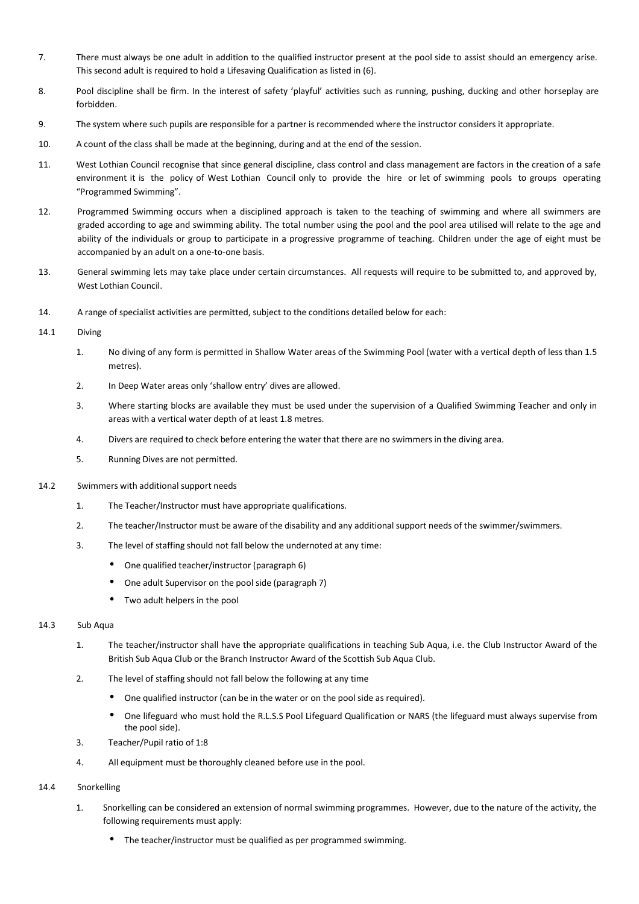7. There must always be one adult in addition to the qualified instructor present at the pool side to assist should an emergency arise. This second adult is required to hold a Lifesaving Qualification as listed in (6).

8. Pool discipline shall be firm. In the interest of safety 'playful' activities such as running, pushing, ducking and other horseplay are forbidden.

9. The system where such pupils are responsible for a partner is recommended where the instructor considers it appropriate.

10. A count of the class shall be made at the beginning, during and at the end of the session.

11. West Lothian Council recognise that since general discipline, class control and class management are factors in the creation of a safe environment it is the policy of West Lothian Council only to provide the hire or let of swimming pools to groups operating "Programmed Swimming".

12. Programmed Swimming occurs when a disciplined approach is taken to the teaching of swimming and where all swimmers are graded according to age and swimming ability. The total number using the pool and the pool area utilised will relate to the age and ability of the individuals or group to participate in a progressive programme of teaching. Children under the age of eight must be accompanied by an adult on a one-to-one basis.

13. General swimming lets may take place under certain circumstances. All requests will require to be submitted to, and approved by, West Lothian Council.

14. A range of specialist activities are permitted, subject to the conditions detailed below for each:

14.1 Diving

1. No diving of any form is permitted in Shallow Water areas of the Swimming Pool (water with a vertical depth of less than 1.5 metres).
2. In Deep Water areas only 'shallow entry' dives are allowed.
3. Where starting blocks are available they must be used under the supervision of a Qualified Swimming Teacher and only in areas with a vertical water depth of at least 1.8 metres.
4. Divers are required to check before entering the water that there are no swimmers in the diving area.
5. Running Dives are not permitted.

14.2 Swimmers with additional support needs

1. The Teacher/Instructor must have appropriate qualifications.
2. The teacher/Instructor must be aware of the disability and any additional support needs of the swimmer/swimmers.
3. The level of staffing should not fall below the undernoted at any time:
   - One qualified teacher/instructor (paragraph 6)
   - One adult Supervisor on the pool side (paragraph 7)
   - Two adult helpers in the pool

14.3 Sub Aqua

1. The teacher/instructor shall have the appropriate qualifications in teaching Sub Aqua, i.e. the Club Instructor Award of the British Sub Aqua Club or the Branch Instructor Award of the Scottish Sub Aqua Club.
2. The level of staffing should not fall below the following at any time
   - One qualified instructor (can be in the water or on the pool side as required).
   - One lifeguard who must hold the R.L.S.S Pool Lifeguard Qualification or NARS (the lifeguard must always supervise from the pool side).
3. Teacher/Pupil ratio of 1:8
4. All equipment must be thoroughly cleaned before use in the pool.

14.4 Snorkelling

1. Snorkelling can be considered an extension of normal swimming programmes. However, due to the nature of the activity, the following requirements must apply:
   - The teacher/instructor must be qualified as per programmed swimming.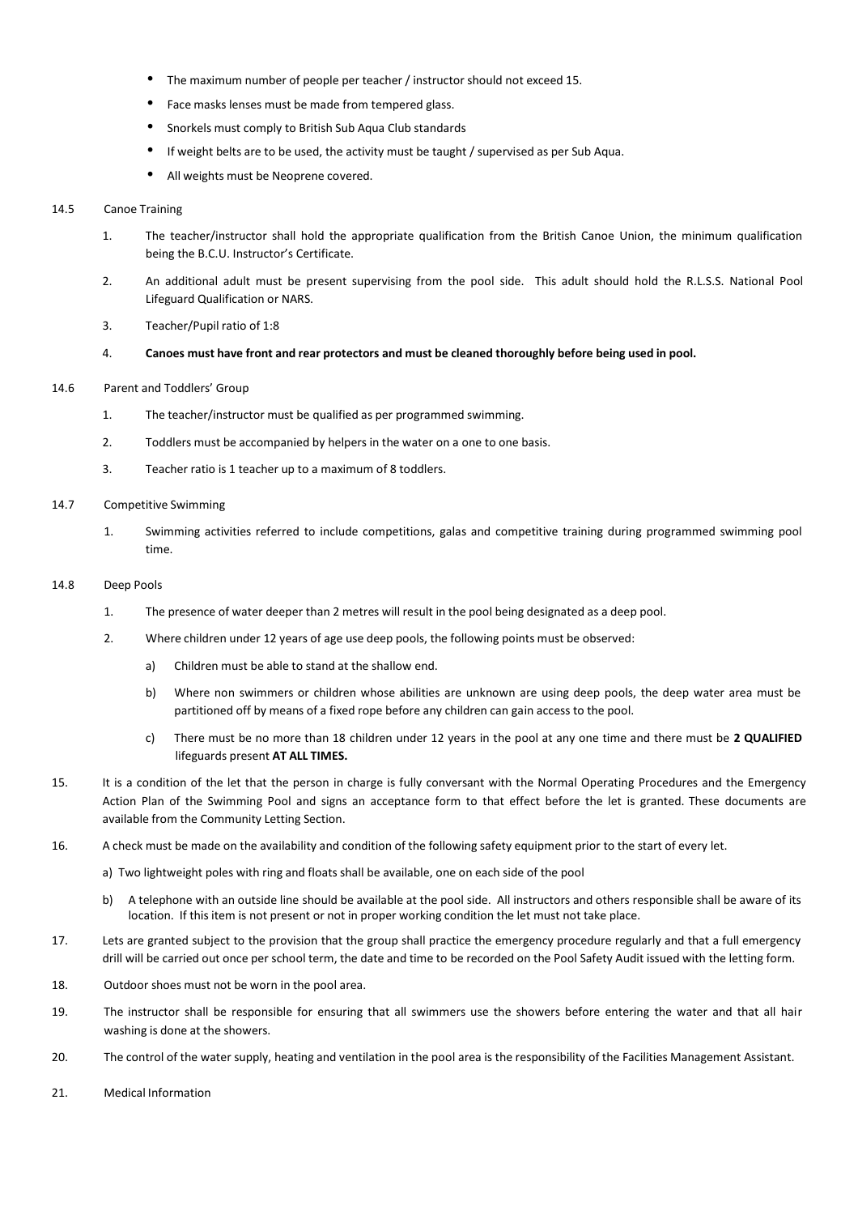- The maximum number of people per teacher / instructor should not exceed 15.
- Face masks lenses must be made from tempered glass.
- Snorkels must comply to British Sub Aqua Club standards
- If weight belts are to be used, the activity must be taught / supervised as per Sub Aqua.
- All weights must be Neoprene covered.

14.5 Canoe Training

1. The teacher/instructor shall hold the appropriate qualification from the British Canoe Union, the minimum qualification being the B.C.U. Instructor's Certificate.
2. An additional adult must be present supervising from the pool side. This adult should hold the R.L.S.S. National Pool Lifeguard Qualification or NARS.
3. Teacher/Pupil ratio of 1:8
4. **Canoes must have front and rear protectors and must be cleaned thoroughly before being used in pool.**

14.6 Parent and Toddlers' Group

1. The teacher/instructor must be qualified as per programmed swimming.
2. Toddlers must be accompanied by helpers in the water on a one to one basis.
3. Teacher ratio is 1 teacher up to a maximum of 8 toddlers.

14.7 Competitive Swimming

1. Swimming activities referred to include competitions, galas and competitive training during programmed swimming pool time.

14.8 Deep Pools

1. The presence of water deeper than 2 metres will result in the pool being designated as a deep pool.
2. Where children under 12 years of age use deep pools, the following points must be observed:
   a) Children must be able to stand at the shallow end.
   b) Where non swimmers or children whose abilities are unknown are using deep pools, the deep water area must be partitioned off by means of a fixed rope before any children can gain access to the pool.
   c) There must be no more than 18 children under 12 years in the pool at any one time and there must be **2 QUALIFIED** lifeguards present **AT ALL TIMES.**

15. It is a condition of the let that the person in charge is fully conversant with the Normal Operating Procedures and the Emergency Action Plan of the Swimming Pool and signs an acceptance form to that effect before the let is granted. These documents are available from the Community Letting Section.

16. A check must be made on the availability and condition of the following safety equipment prior to the start of every let.

    a) Two lightweight poles with ring and floats shall be available, one on each side of the pool

    b) A telephone with an outside line should be available at the pool side. All instructors and others responsible shall be aware of its location. If this item is not present or not in proper working condition the let must not take place.

17. Lets are granted subject to the provision that the group shall practice the emergency procedure regularly and that a full emergency drill will be carried out once per school term, the date and time to be recorded on the Pool Safety Audit issued with the letting form.

18. Outdoor shoes must not be worn in the pool area.

19. The instructor shall be responsible for ensuring that all swimmers use the showers before entering the water and that all hair washing is done at the showers.

20. The control of the water supply, heating and ventilation in the pool area is the responsibility of the Facilities Management Assistant.

21. Medical Information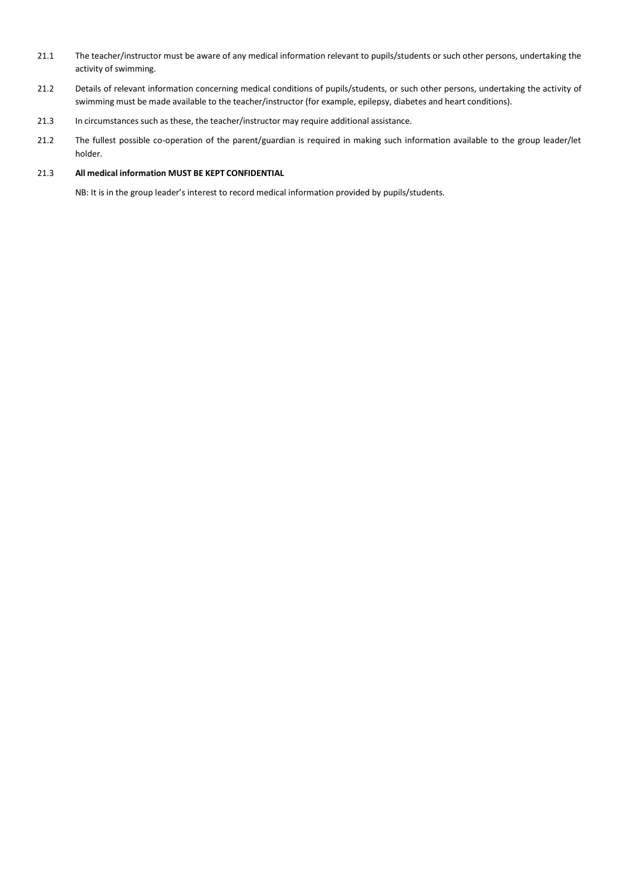21.1 The teacher/instructor must be aware of any medical information relevant to pupils/students or such other persons, undertaking the activity of swimming.

21.2 Details of relevant information concerning medical conditions of pupils/students, or such other persons, undertaking the activity of swimming must be made available to the teacher/instructor (for example, epilepsy, diabetes and heart conditions).

21.3 In circumstances such as these, the teacher/instructor may require additional assistance.

21.2 The fullest possible co-operation of the parent/guardian is required in making such information available to the group leader/let holder.

21.3 **All medical information MUST BE KEPT CONFIDENTIAL**

NB: It is in the group leader's interest to record medical information provided by pupils/students.